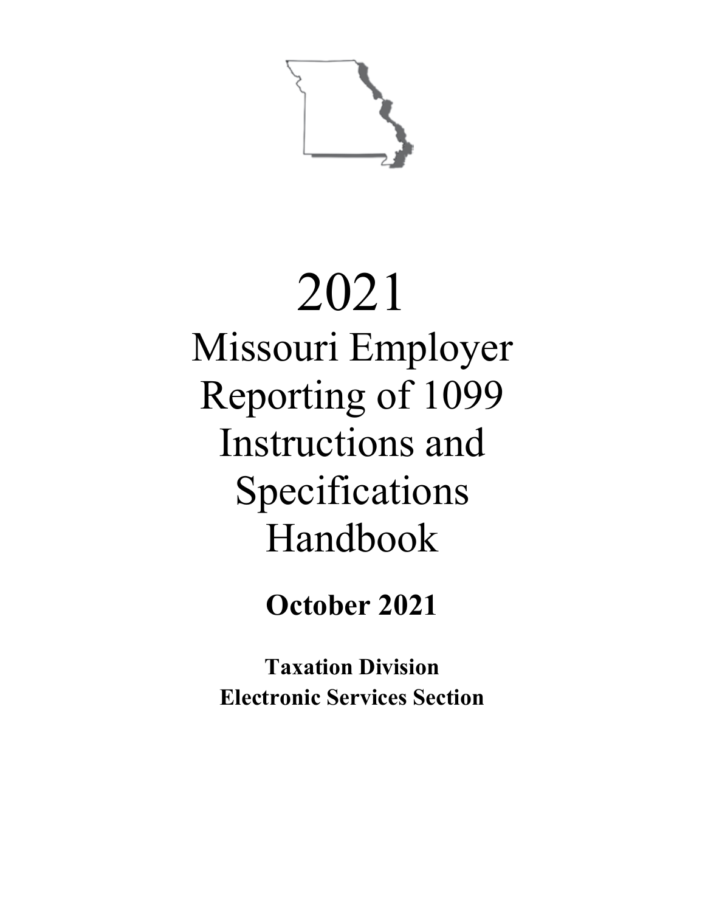# 2021

# Missouri Employer Reporting of 1099 Instructions and Specifications Handbook

**October 2021**

**Taxation Division**
**Electronic Services Section**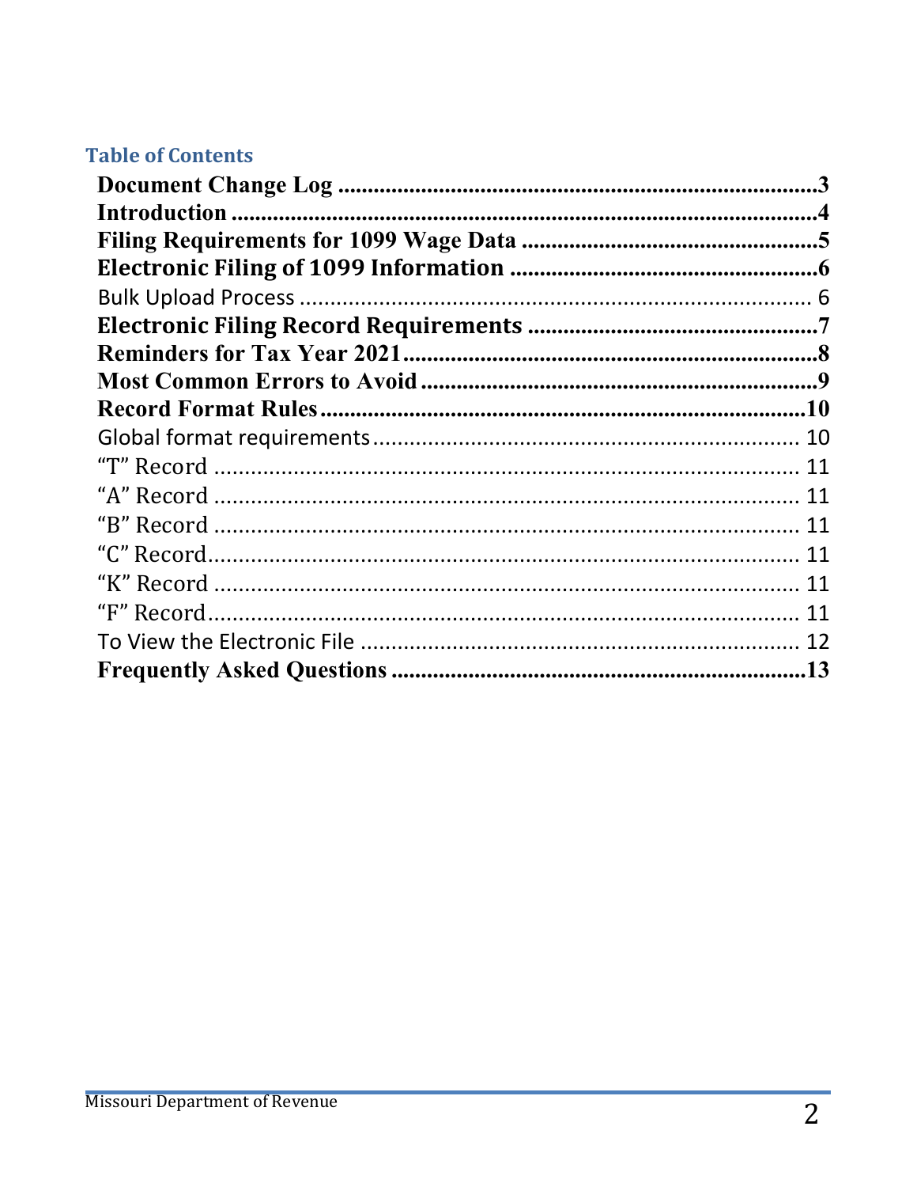## Table of Contents

**Document Change Log** ........................................ **3**
**Introduction** ........................................ **4**
**Filing Requirements for 1099 Wage Data** ........................................ **5**
**Electronic Filing of 1099 Information** ........................................ **6**
Bulk Upload Process ........................................ 6
**Electronic Filing Record Requirements** ........................................ **7**
**Reminders for Tax Year 2021** ........................................ **8**
**Most Common Errors to Avoid** ........................................ **9**
**Record Format Rules** ........................................ **10**
Global format requirements ........................................ 10
“T” Record ........................................ 11
“A” Record ........................................ 11
“B” Record ........................................ 11
“C” Record ........................................ 11
“K” Record ........................................ 11
“F” Record ........................................ 11
To View the Electronic File ........................................ 12
**Frequently Asked Questions** ........................................ **13**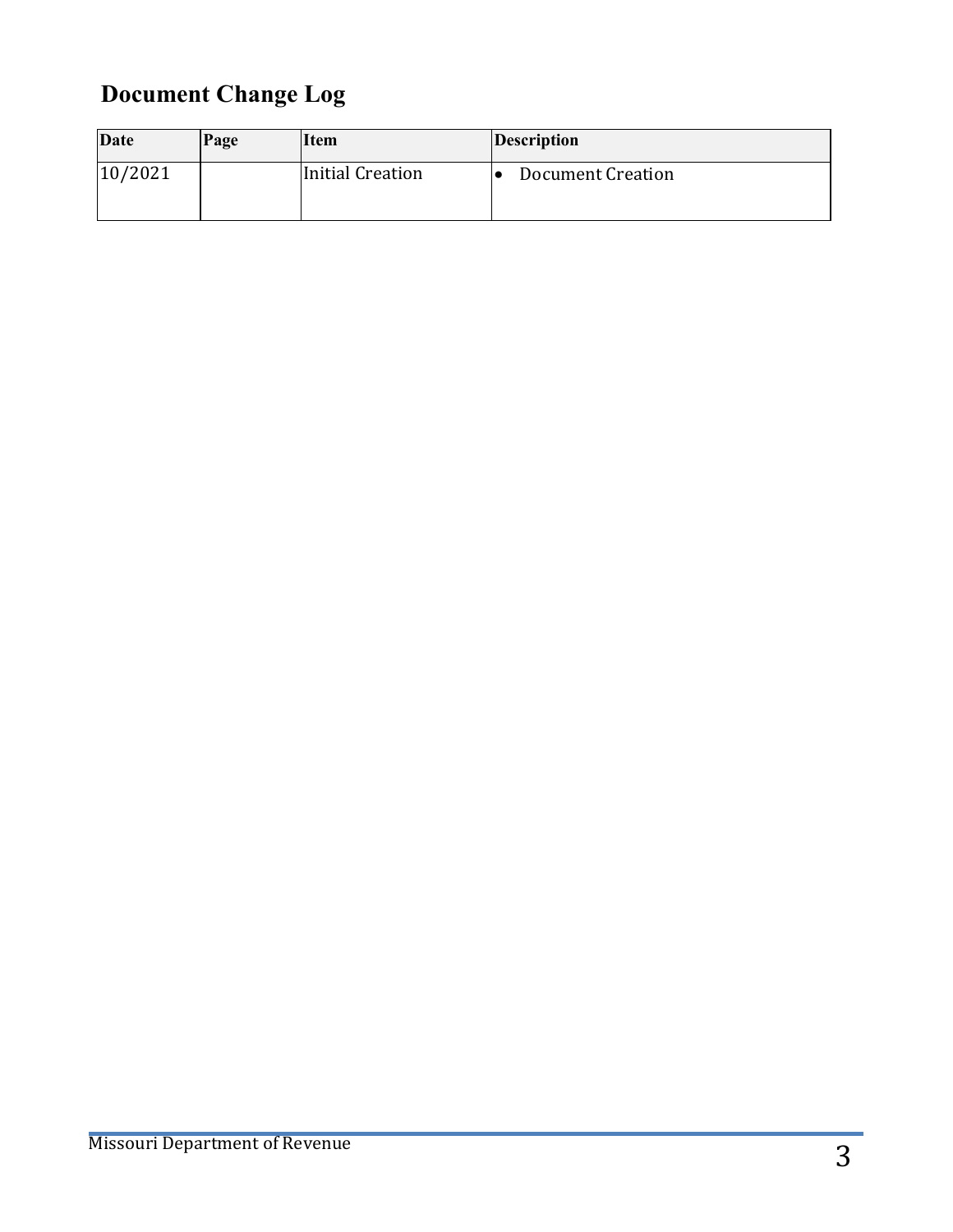## Document Change Log

| Date | Page | Item | Description |
| --- | --- | --- | --- |
| 10/2021 | | Initial Creation | • Document Creation |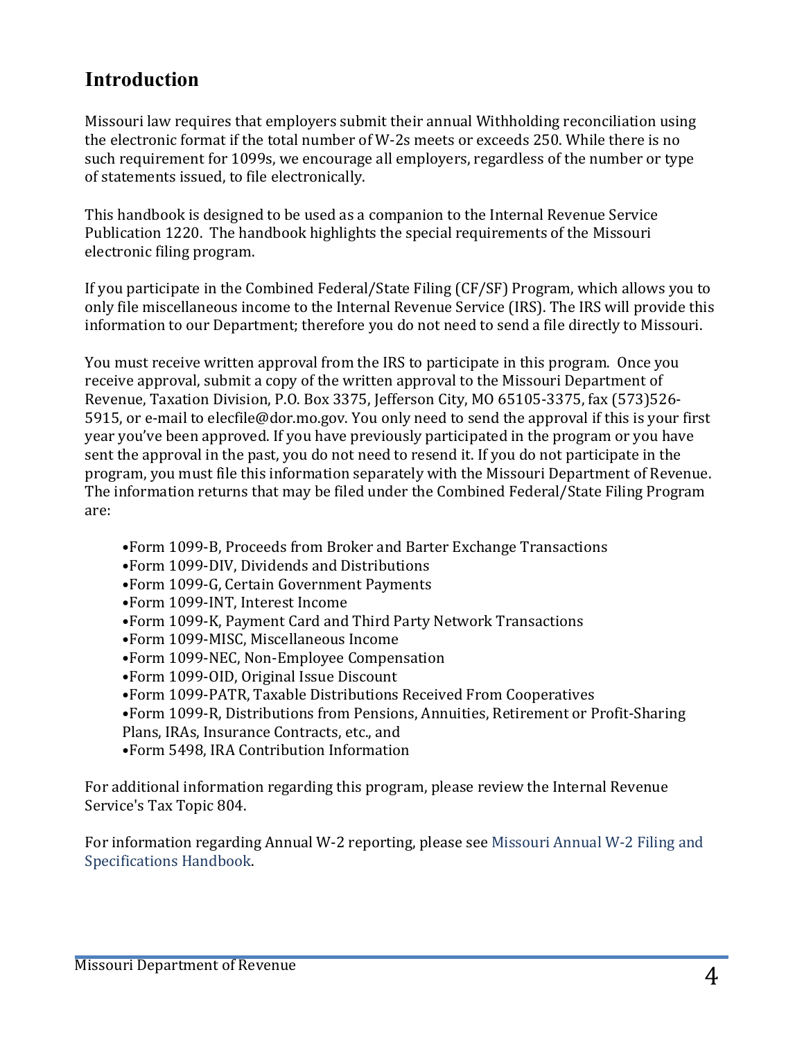# Introduction

Missouri law requires that employers submit their annual Withholding reconciliation using the electronic format if the total number of W-2s meets or exceeds 250. While there is no such requirement for 1099s, we encourage all employers, regardless of the number or type of statements issued, to file electronically.

This handbook is designed to be used as a companion to the Internal Revenue Service Publication 1220. The handbook highlights the special requirements of the Missouri electronic filing program.

If you participate in the Combined Federal/State Filing (CF/SF) Program, which allows you to only file miscellaneous income to the Internal Revenue Service (IRS). The IRS will provide this information to our Department; therefore you do not need to send a file directly to Missouri.

You must receive written approval from the IRS to participate in this program. Once you receive approval, submit a copy of the written approval to the Missouri Department of Revenue, Taxation Division, P.O. Box 3375, Jefferson City, MO 65105-3375, fax (573)526-5915, or e-mail to elecfile@dor.mo.gov. You only need to send the approval if this is your first year you've been approved. If you have previously participated in the program or you have sent the approval in the past, you do not need to resend it. If you do not participate in the program, you must file this information separately with the Missouri Department of Revenue. The information returns that may be filed under the Combined Federal/State Filing Program are:

- Form 1099-B, Proceeds from Broker and Barter Exchange Transactions
- Form 1099-DIV, Dividends and Distributions
- Form 1099-G, Certain Government Payments
- Form 1099-INT, Interest Income
- Form 1099-K, Payment Card and Third Party Network Transactions
- Form 1099-MISC, Miscellaneous Income
- Form 1099-NEC, Non-Employee Compensation
- Form 1099-OID, Original Issue Discount
- Form 1099-PATR, Taxable Distributions Received From Cooperatives
- Form 1099-R, Distributions from Pensions, Annuities, Retirement or Profit-Sharing Plans, IRAs, Insurance Contracts, etc., and
- Form 5498, IRA Contribution Information

For additional information regarding this program, please review the Internal Revenue Service's Tax Topic 804.

For information regarding Annual W-2 reporting, please see Missouri Annual W-2 Filing and Specifications Handbook.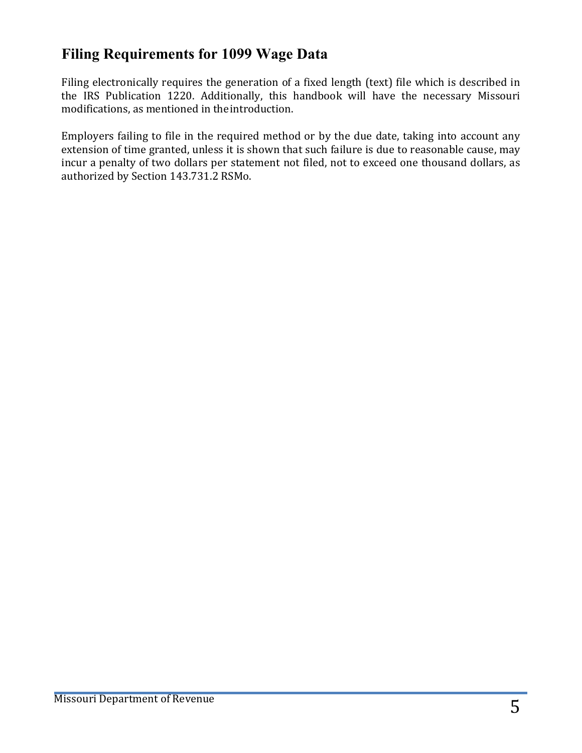## Filing Requirements for 1099 Wage Data

Filing electronically requires the generation of a fixed length (text) file which is described in the IRS Publication 1220. Additionally, this handbook will have the necessary Missouri modifications, as mentioned in the introduction.

Employers failing to file in the required method or by the due date, taking into account any extension of time granted, unless it is shown that such failure is due to reasonable cause, may incur a penalty of two dollars per statement not filed, not to exceed one thousand dollars, as authorized by Section 143.731.2 RSMo.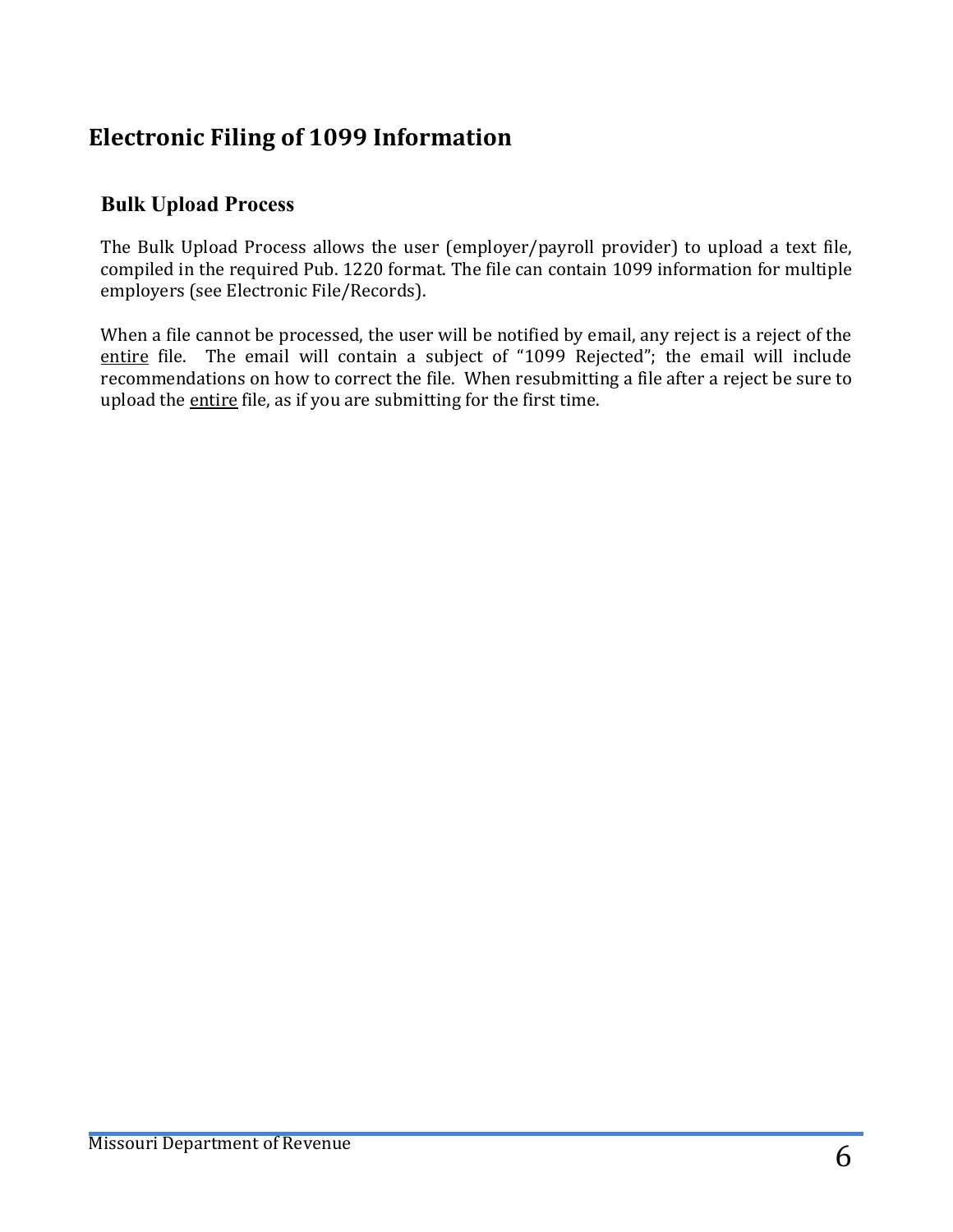# Electronic Filing of 1099 Information

## Bulk Upload Process

The Bulk Upload Process allows the user (employer/payroll provider) to upload a text file, compiled in the required Pub. 1220 format. The file can contain 1099 information for multiple employers (see Electronic File/Records).

When a file cannot be processed, the user will be notified by email, any reject is a reject of the <u>entire</u> file. The email will contain a subject of "1099 Rejected"; the email will include recommendations on how to correct the file. When resubmitting a file after a reject be sure to upload the <u>entire</u> file, as if you are submitting for the first time.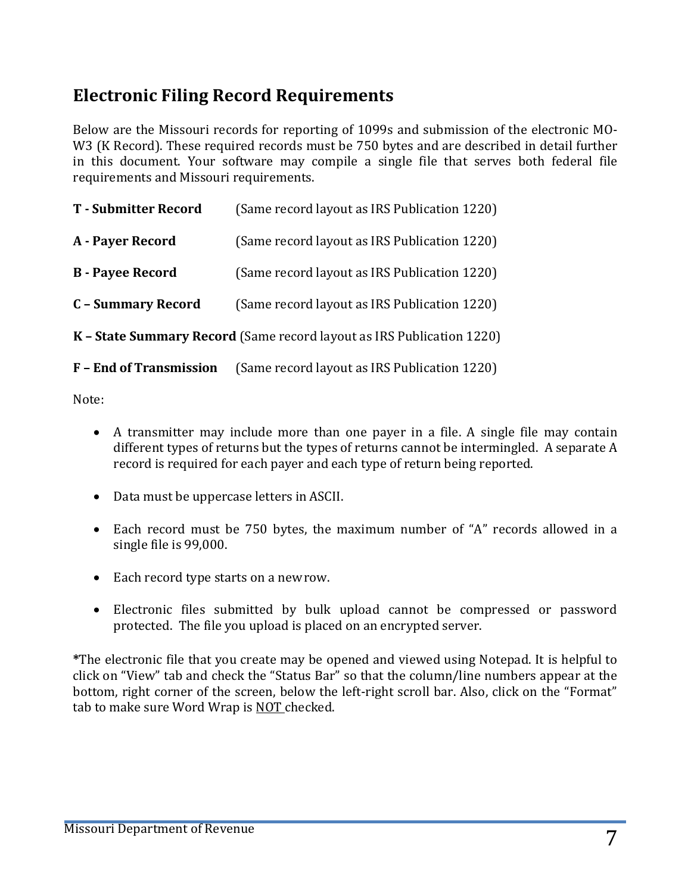## Electronic Filing Record Requirements

Below are the Missouri records for reporting of 1099s and submission of the electronic MO-W3 (K Record). These required records must be 750 bytes and are described in detail further in this document. Your software may compile a single file that serves both federal file requirements and Missouri requirements.

**T - Submitter Record** (Same record layout as IRS Publication 1220)

**A - Payer Record** (Same record layout as IRS Publication 1220)

**B - Payee Record** (Same record layout as IRS Publication 1220)

**C – Summary Record** (Same record layout as IRS Publication 1220)

**K – State Summary Record** (Same record layout as IRS Publication 1220)

**F – End of Transmission** (Same record layout as IRS Publication 1220)

Note:

- A transmitter may include more than one payer in a file. A single file may contain different types of returns but the types of returns cannot be intermingled. A separate A record is required for each payer and each type of return being reported.
- Data must be uppercase letters in ASCII.
- Each record must be 750 bytes, the maximum number of "A" records allowed in a single file is 99,000.
- Each record type starts on a new row.
- Electronic files submitted by bulk upload cannot be compressed or password protected. The file you upload is placed on an encrypted server.

**\***The electronic file that you create may be opened and viewed using Notepad. It is helpful to click on "View" tab and check the "Status Bar" so that the column/line numbers appear at the bottom, right corner of the screen, below the left-right scroll bar. Also, click on the "Format" tab to make sure Word Wrap is <u>NOT</u> checked.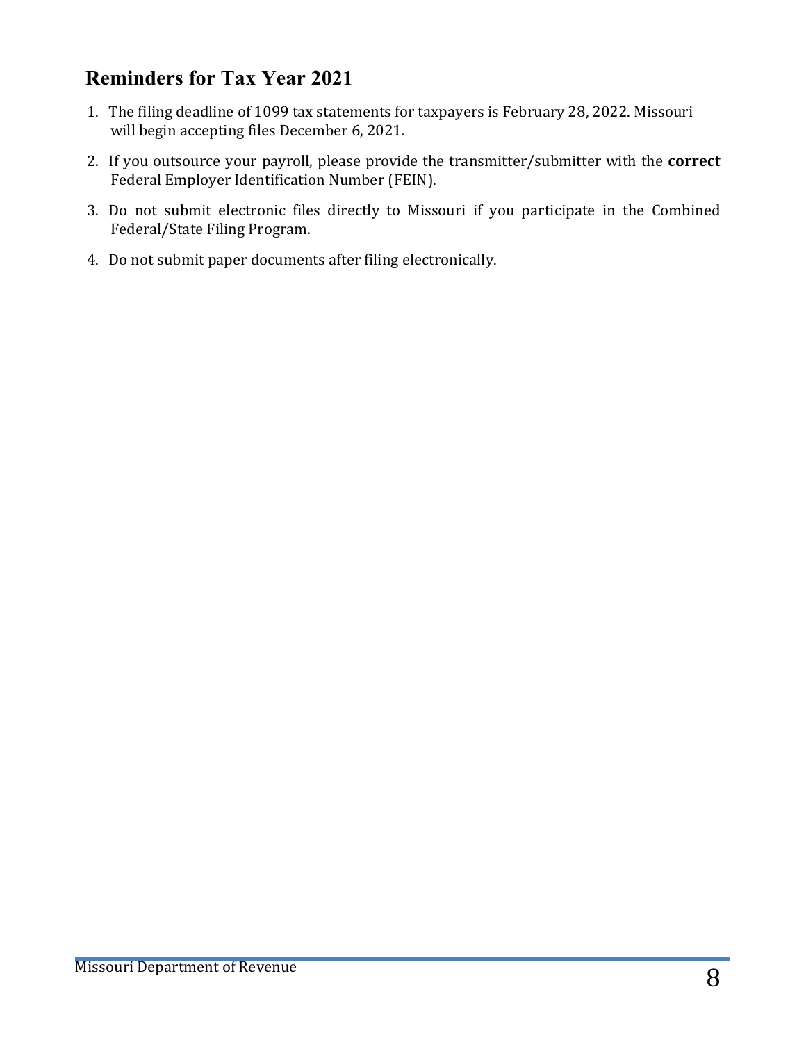## Reminders for Tax Year 2021

1. The filing deadline of 1099 tax statements for taxpayers is February 28, 2022. Missouri will begin accepting files December 6, 2021.
2. If you outsource your payroll, please provide the transmitter/submitter with the **correct** Federal Employer Identification Number (FEIN).
3. Do not submit electronic files directly to Missouri if you participate in the Combined Federal/State Filing Program.
4. Do not submit paper documents after filing electronically.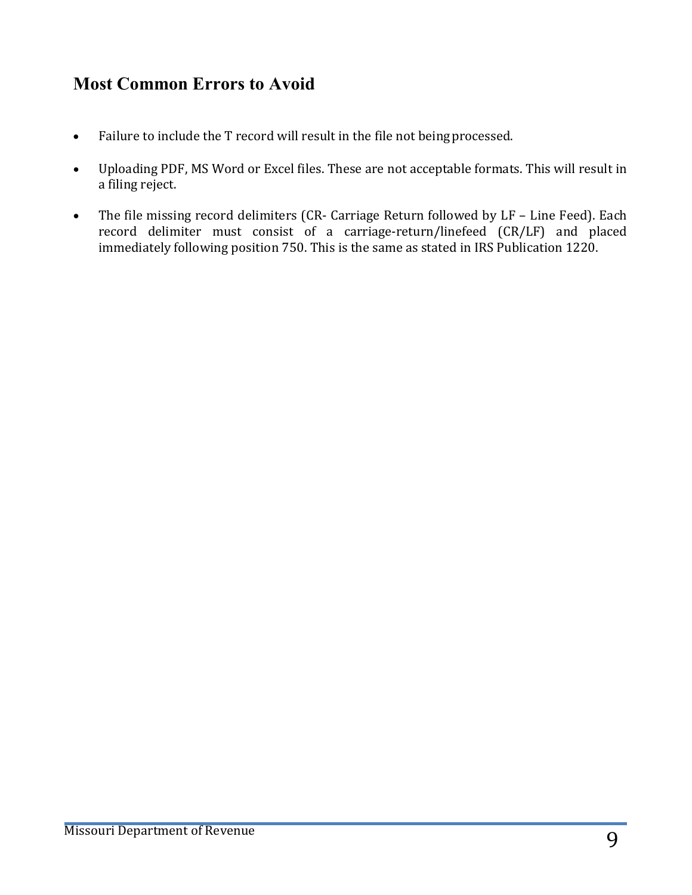## Most Common Errors to Avoid

- Failure to include the T record will result in the file not being processed.
- Uploading PDF, MS Word or Excel files. These are not acceptable formats. This will result in a filing reject.
- The file missing record delimiters (CR- Carriage Return followed by LF – Line Feed). Each record delimiter must consist of a carriage-return/linefeed (CR/LF) and placed immediately following position 750. This is the same as stated in IRS Publication 1220.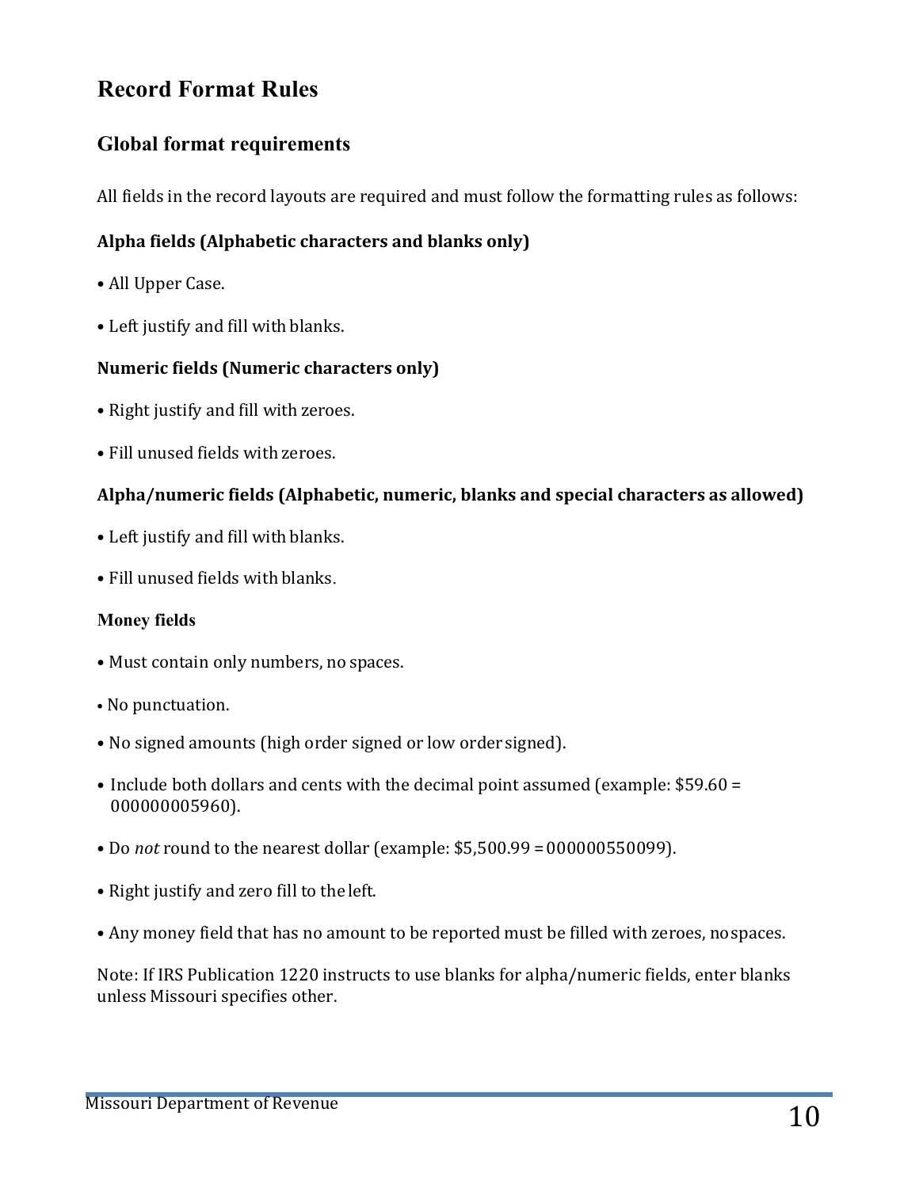# Record Format Rules

## Global format requirements

All fields in the record layouts are required and must follow the formatting rules as follows:

**Alpha fields (Alphabetic characters and blanks only)**

- All Upper Case.
- Left justify and fill with blanks.

**Numeric fields (Numeric characters only)**

- Right justify and fill with zeroes.
- Fill unused fields with zeroes.

**Alpha/numeric fields (Alphabetic, numeric, blanks and special characters as allowed)**

- Left justify and fill with blanks.
- Fill unused fields with blanks.

**Money fields**

- Must contain only numbers, no spaces.
- No punctuation.
- No signed amounts (high order signed or low order signed).
- Include both dollars and cents with the decimal point assumed (example: $59.60 = 000000005960).
- Do *not* round to the nearest dollar (example: $5,500.99 = 000000550099).
- Right justify and zero fill to the left.
- Any money field that has no amount to be reported must be filled with zeroes, no spaces.

Note: If IRS Publication 1220 instructs to use blanks for alpha/numeric fields, enter blanks unless Missouri specifies other.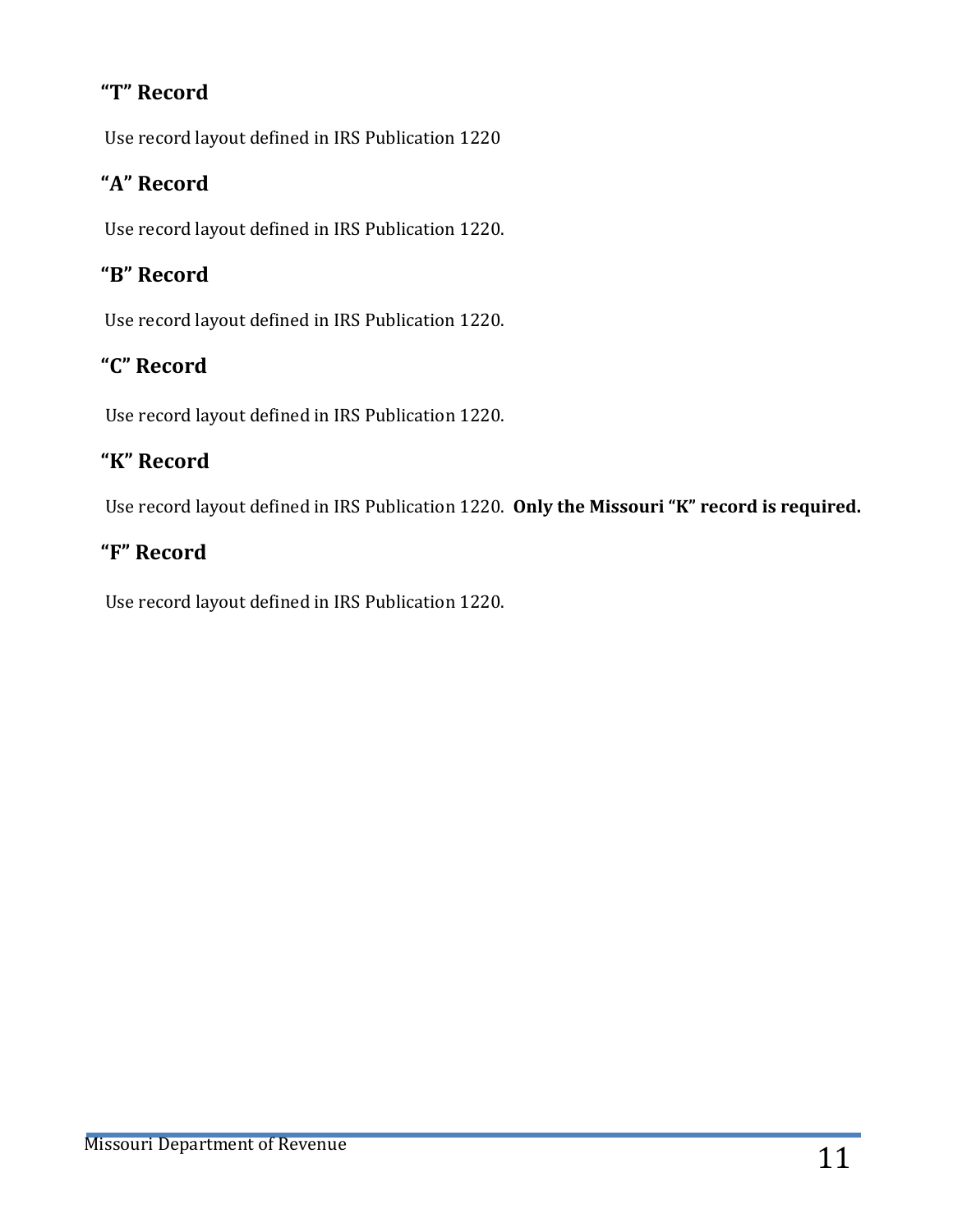### "T" Record

Use record layout defined in IRS Publication 1220

### "A" Record

Use record layout defined in IRS Publication 1220.

### "B" Record

Use record layout defined in IRS Publication 1220.

### "C" Record

Use record layout defined in IRS Publication 1220.

### "K" Record

Use record layout defined in IRS Publication 1220. **Only the Missouri "K" record is required.**

### "F" Record

Use record layout defined in IRS Publication 1220.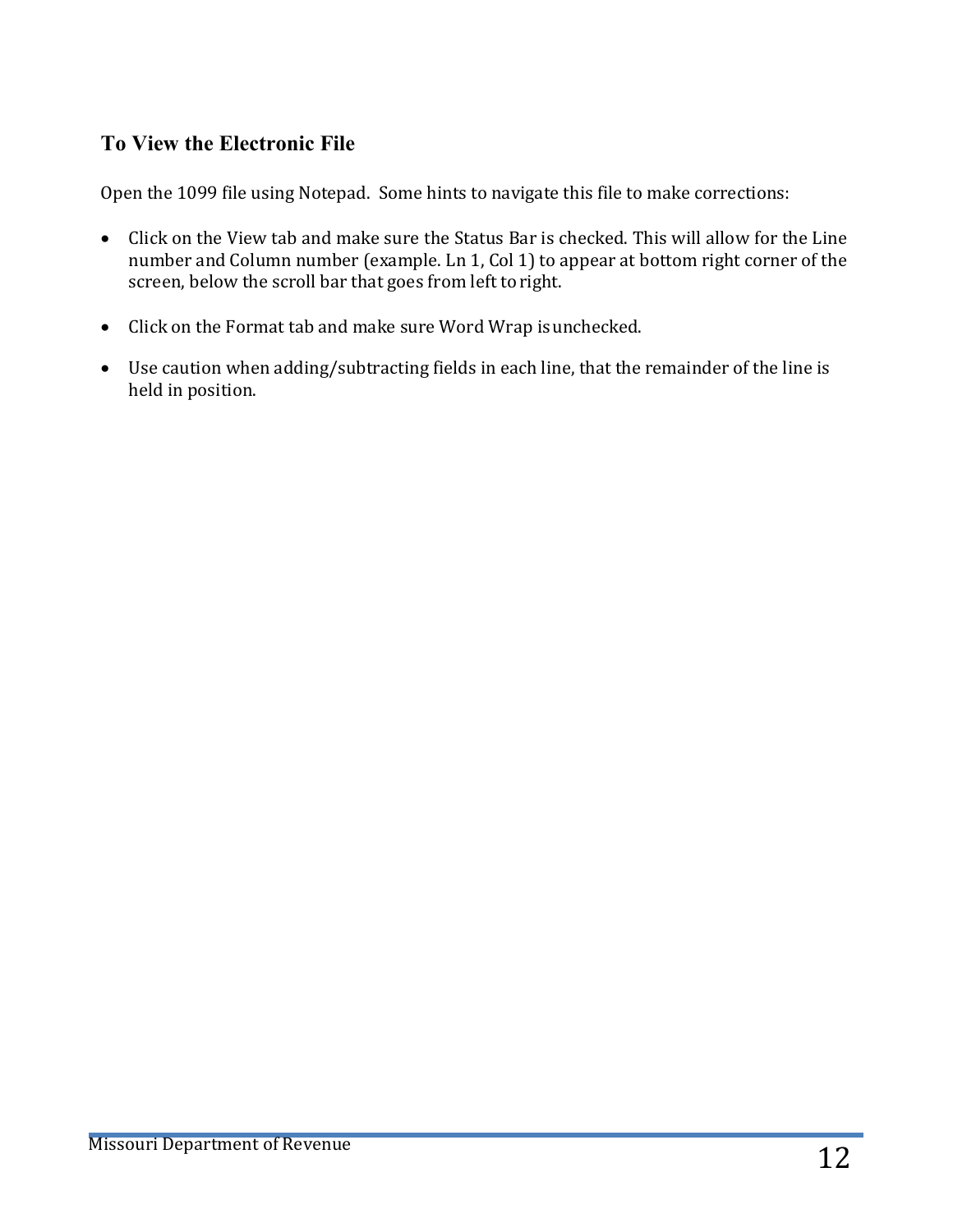### To View the Electronic File

Open the 1099 file using Notepad. Some hints to navigate this file to make corrections:

- Click on the View tab and make sure the Status Bar is checked. This will allow for the Line number and Column number (example. Ln 1, Col 1) to appear at bottom right corner of the screen, below the scroll bar that goes from left to right.
- Click on the Format tab and make sure Word Wrap is unchecked.
- Use caution when adding/subtracting fields in each line, that the remainder of the line is held in position.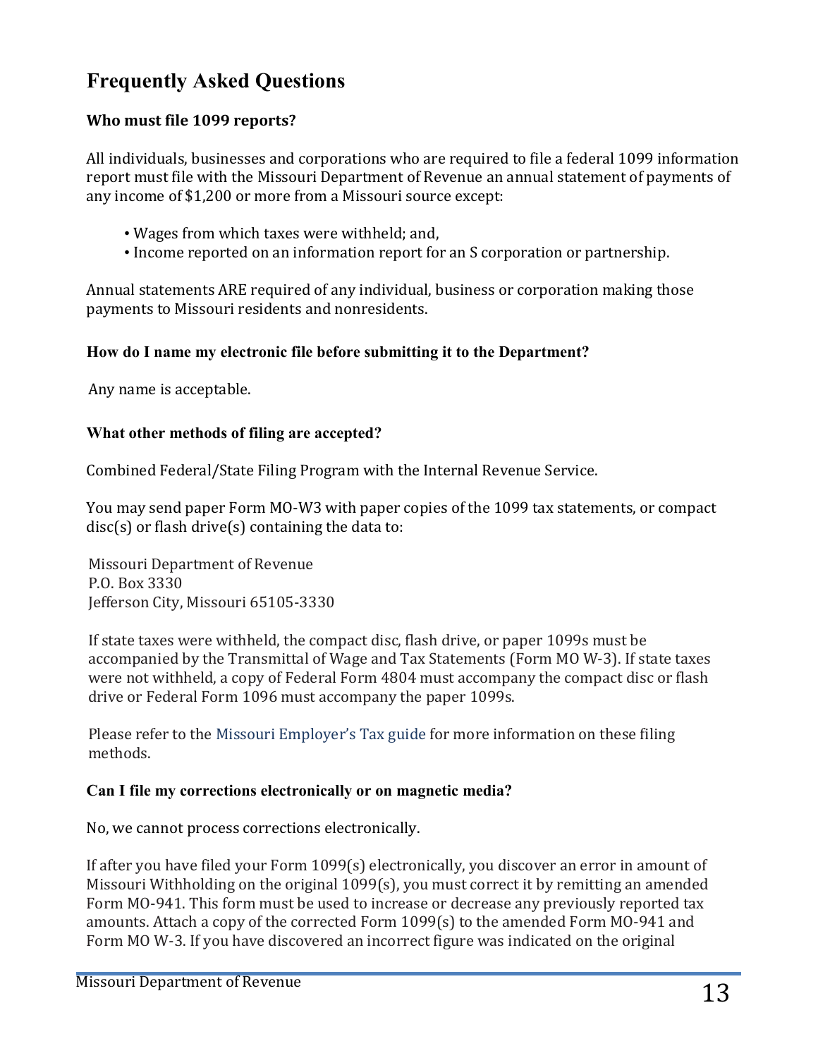## Frequently Asked Questions

### Who must file 1099 reports?

All individuals, businesses and corporations who are required to file a federal 1099 information report must file with the Missouri Department of Revenue an annual statement of payments of any income of $1,200 or more from a Missouri source except:

- Wages from which taxes were withheld; and,
- Income reported on an information report for an S corporation or partnership.

Annual statements ARE required of any individual, business or corporation making those payments to Missouri residents and nonresidents.

### How do I name my electronic file before submitting it to the Department?

Any name is acceptable.

### What other methods of filing are accepted?

Combined Federal/State Filing Program with the Internal Revenue Service.

You may send paper Form MO-W3 with paper copies of the 1099 tax statements, or compact disc(s) or flash drive(s) containing the data to:

Missouri Department of Revenue
P.O. Box 3330
Jefferson City, Missouri 65105-3330

If state taxes were withheld, the compact disc, flash drive, or paper 1099s must be accompanied by the Transmittal of Wage and Tax Statements (Form MO W-3). If state taxes were not withheld, a copy of Federal Form 4804 must accompany the compact disc or flash drive or Federal Form 1096 must accompany the paper 1099s.

Please refer to the Missouri Employer's Tax guide for more information on these filing methods.

### Can I file my corrections electronically or on magnetic media?

No, we cannot process corrections electronically.

If after you have filed your Form 1099(s) electronically, you discover an error in amount of Missouri Withholding on the original 1099(s), you must correct it by remitting an amended Form MO-941. This form must be used to increase or decrease any previously reported tax amounts. Attach a copy of the corrected Form 1099(s) to the amended Form MO-941 and Form MO W-3. If you have discovered an incorrect figure was indicated on the original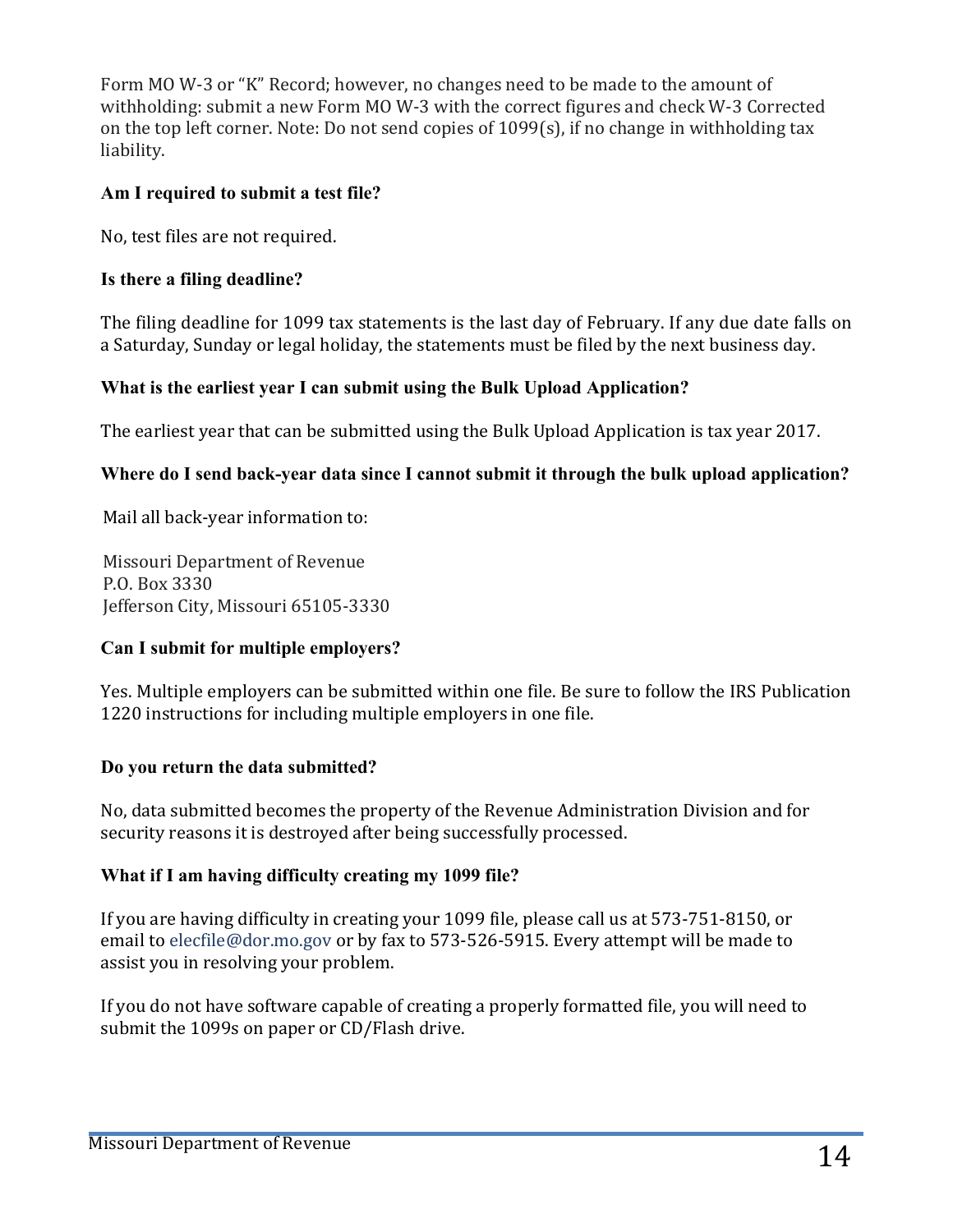Form MO W-3 or "K" Record; however, no changes need to be made to the amount of withholding: submit a new Form MO W-3 with the correct figures and check W-3 Corrected on the top left corner. Note: Do not send copies of 1099(s), if no change in withholding tax liability.

**Am I required to submit a test file?**

No, test files are not required.

**Is there a filing deadline?**

The filing deadline for 1099 tax statements is the last day of February. If any due date falls on a Saturday, Sunday or legal holiday, the statements must be filed by the next business day.

**What is the earliest year I can submit using the Bulk Upload Application?**

The earliest year that can be submitted using the Bulk Upload Application is tax year 2017.

**Where do I send back-year data since I cannot submit it through the bulk upload application?**

Mail all back-year information to:

Missouri Department of Revenue  
P.O. Box 3330  
Jefferson City, Missouri 65105-3330

**Can I submit for multiple employers?**

Yes. Multiple employers can be submitted within one file. Be sure to follow the IRS Publication 1220 instructions for including multiple employers in one file.

**Do you return the data submitted?**

No, data submitted becomes the property of the Revenue Administration Division and for security reasons it is destroyed after being successfully processed.

**What if I am having difficulty creating my 1099 file?**

If you are having difficulty in creating your 1099 file, please call us at 573-751-8150, or email to elecfile@dor.mo.gov or by fax to 573-526-5915. Every attempt will be made to assist you in resolving your problem.

If you do not have software capable of creating a properly formatted file, you will need to submit the 1099s on paper or CD/Flash drive.